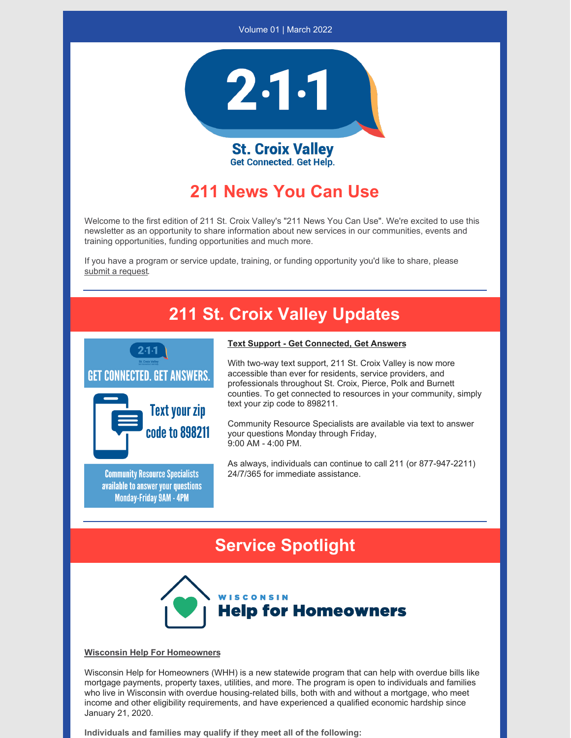Volume 01 | March 2022

2·1·1

St. Croix Valley
Get Connected. Get Help.

# 211 News You Can Use

Welcome to the first edition of 211 St. Croix Valley's "211 News You Can Use". We're excited to use this newsletter as an opportunity to share information about new services in our communities, events and training opportunities, funding opportunities and much more.

If you have a program or service update, training, or funding opportunity you'd like to share, please submit a request.

---

## 211 St. Croix Valley Updates

GET CONNECTED. GET ANSWERS.

Text your zip code to 898211

Community Resource Specialists available to answer your questions Monday-Friday 9AM - 4PM

**Text Support - Get Connected, Get Answers**

With two-way text support, 211 St. Croix Valley is now more accessible than ever for residents, service providers, and professionals throughout St. Croix, Pierce, Polk and Burnett counties. To get connected to resources in your community, simply text your zip code to 898211.

Community Resource Specialists are available via text to answer your questions Monday through Friday,
9:00 AM - 4:00 PM.

As always, individuals can continue to call 211 (or 877-947-2211) 24/7/365 for immediate assistance.

---

## Service Spotlight

WISCONSIN
Help for Homeowners

**Wisconsin Help For Homeowners**

Wisconsin Help for Homeowners (WHH) is a new statewide program that can help with overdue bills like mortgage payments, property taxes, utilities, and more. The program is open to individuals and families who live in Wisconsin with overdue housing-related bills, both with and without a mortgage, who meet income and other eligibility requirements, and have experienced a qualified economic hardship since January 21, 2020.

**Individuals and families may qualify if they meet all of the following:**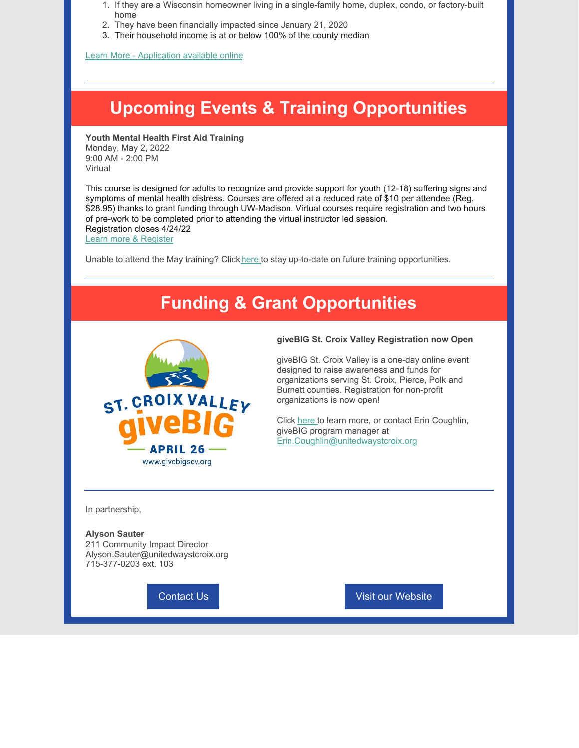1. If they are a Wisconsin homeowner living in a single-family home, duplex, condo, or factory-built home
2. They have been financially impacted since January 21, 2020
3. Their household income is at or below 100% of the county median

Learn More - Application available online

---

## Upcoming Events & Training Opportunities

**Youth Mental Health First Aid Training**
Monday, May 2, 2022
9:00 AM - 2:00 PM
Virtual

This course is designed for adults to recognize and provide support for youth (12-18) suffering signs and symptoms of mental health distress. Courses are offered at a reduced rate of $10 per attendee (Reg. $28.95) thanks to grant funding through UW-Madison. Virtual courses require registration and two hours of pre-work to be completed prior to attending the virtual instructor led session.
Registration closes 4/24/22
Learn more & Register

Unable to attend the May training? Click here to stay up-to-date on future training opportunities.

---

## Funding & Grant Opportunities

ST. CROIX VALLEY giveBIG
APRIL 26
www.givebigscv.org

**giveBIG St. Croix Valley Registration now Open**

giveBIG St. Croix Valley is a one-day online event designed to raise awareness and funds for organizations serving St. Croix, Pierce, Polk and Burnett counties. Registration for non-profit organizations is now open!

Click here to learn more, or contact Erin Coughlin, giveBIG program manager at Erin.Coughlin@unitedwaystcroix.org

---

In partnership,

**Alyson Sauter**
211 Community Impact Director
Alyson.Sauter@unitedwaystcroix.org
715-377-0203 ext. 103

Contact Us | Visit our Website